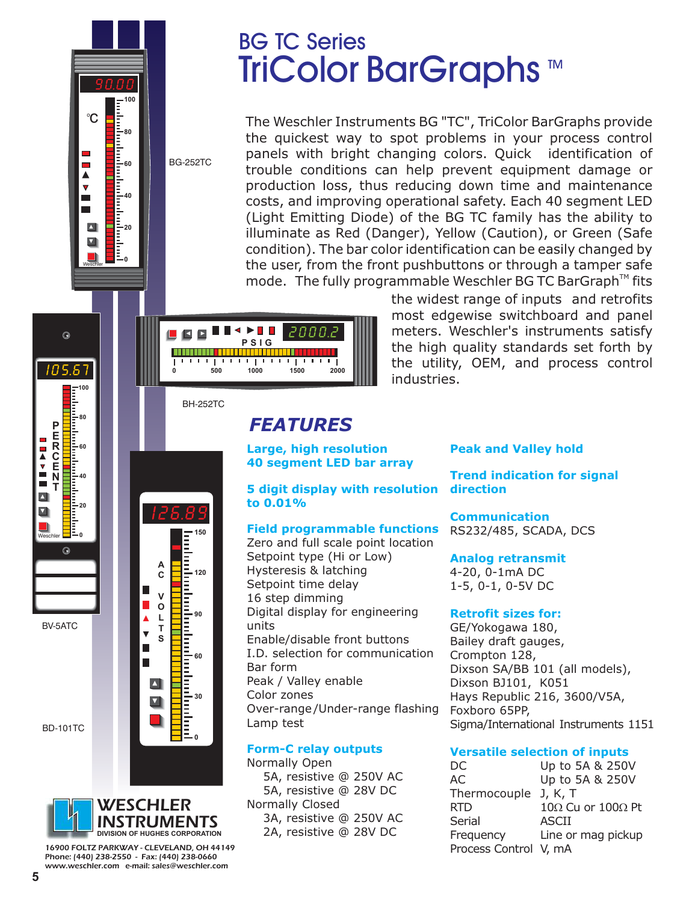# BG TC Series
# TriColor BarGraphs™

BG-252TC

BH-252TC

BV-5ATC

BD-101TC

The Weschler Instruments BG "TC", TriColor BarGraphs provide the quickest way to spot problems in your process control panels with bright changing colors. Quick identification of trouble conditions can help prevent equipment damage or production loss, thus reducing down time and maintenance costs, and improving operational safety. Each 40 segment LED (Light Emitting Diode) of the BG TC family has the ability to illuminate as Red (Danger), Yellow (Caution), or Green (Safe condition). The bar color identification can be easily changed by the user, from the front pushbuttons or through a tamper safe mode. The fully programmable Weschler BG TC BarGraph™ fits the widest range of inputs and retrofits most edgewise switchboard and panel meters. Weschler's instruments satisfy the high quality standards set forth by the utility, OEM, and process control industries.

## FEATURES

**Large, high resolution 40 segment LED bar array**

**5 digit display with resolution to 0.01%**

**Field programmable functions**

Zero and full scale point location
Setpoint type (Hi or Low)
Hysteresis & latching
Setpoint time delay
16 step dimming
Digital display for engineering units
Enable/disable front buttons
I.D. selection for communication
Bar form
Peak / Valley enable
Color zones
Over-range/Under-range flashing
Lamp test

**Form-C relay outputs**

Normally Open
- 5A, resistive @ 250V AC
- 5A, resistive @ 28V DC

Normally Closed
- 3A, resistive @ 250V AC
- 2A, resistive @ 28V DC

**Peak and Valley hold**

**Trend indication for signal direction**

**Communication**

RS232/485, SCADA, DCS

**Analog retransmit**

4-20, 0-1mA DC
1-5, 0-1, 0-5V DC

**Retrofit sizes for:**

GE/Yokogawa 180,
Bailey draft gauges,
Crompton 128,
Dixson SA/BB 101 (all models),
Dixson BJ101, K051
Hays Republic 216, 3600/V5A,
Foxboro 65PP,
Sigma/International Instruments 1151

**Versatile selection of inputs**

| | |
|---|---|
| DC | Up to 5A & 250V |
| AC | Up to 5A & 250V |
| Thermocouple | J, K, T |
| RTD | 10Ω Cu or 100Ω Pt |
| Serial | ASCII |
| Frequency | Line or mag pickup |
| Process Control | V, mA |

WESCHLER INSTRUMENTS
DIVISION OF HUGHES CORPORATION

16900 FOLTZ PARKWAY - CLEVELAND, OH 44149
Phone: (440) 238-2550 - Fax: (440) 238-0660
www.weschler.com e-mail: sales@weschler.com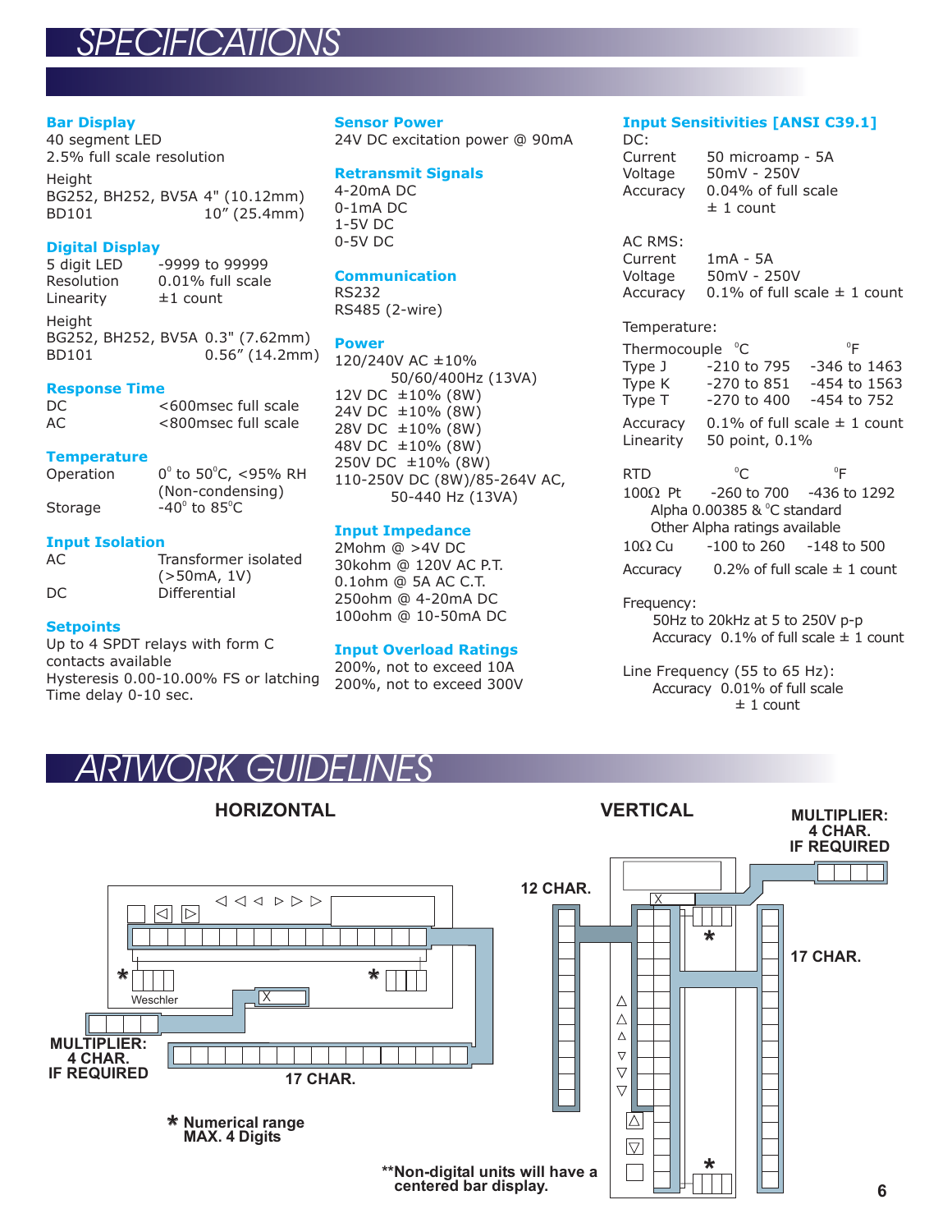# SPECIFICATIONS

### Bar Display
40 segment LED
2.5% full scale resolution

Height
BG252, BH252, BV5A 4" (10.12mm)
BD101 10" (25.4mm)

### Digital Display

| | |
|---|---|
| 5 digit LED | -9999 to 99999 |
| Resolution | 0.01% full scale |
| Linearity | ±1 count |

Height
BG252, BH252, BV5A 0.3" (7.62mm)
BD101 0.56" (14.2mm)

### Response Time

| | |
|---|---|
| DC | <600msec full scale |
| AC | <800msec full scale |

### Temperature

| | |
|---|---|
| Operation | 0° to 50°C, <95% RH (Non-condensing) |
| Storage | -40° to 85°C |

### Input Isolation

| | |
|---|---|
| AC | Transformer isolated (>50mA, 1V) |
| DC | Differential |

### Setpoints
Up to 4 SPDT relays with form C contacts available
Hysteresis 0.00-10.00% FS or latching
Time delay 0-10 sec.

### Sensor Power
24V DC excitation power @ 90mA

### Retransmit Signals
4-20mA DC
0-1mA DC
1-5V DC
0-5V DC

### Communication
RS232
RS485 (2-wire)

### Power
120/240V AC ±10%
50/60/400Hz (13VA)
12V DC ±10% (8W)
24V DC ±10% (8W)
28V DC ±10% (8W)
48V DC ±10% (8W)
250V DC ±10% (8W)
110-250V DC (8W)/85-264V AC, 50-440 Hz (13VA)

### Input Impedance
2Mohm @ >4V DC
30kohm @ 120V AC P.T.
0.1ohm @ 5A AC C.T.
250ohm @ 4-20mA DC
100ohm @ 10-50mA DC

### Input Overload Ratings
200%, not to exceed 10A
200%, not to exceed 300V

### Input Sensitivities [ANSI C39.1]

DC:

| | |
|---|---|
| Current | 50 microamp - 5A |
| Voltage | 50mV - 250V |
| Accuracy | 0.04% of full scale ± 1 count |

AC RMS:

| | |
|---|---|
| Current | 1mA - 5A |
| Voltage | 50mV - 250V |
| Accuracy | 0.1% of full scale ± 1 count |

Temperature:

| Thermocouple | °C | °F |
|---|---|---|
| Type J | -210 to 795 | -346 to 1463 |
| Type K | -270 to 851 | -454 to 1563 |
| Type T | -270 to 400 | -454 to 752 |

Accuracy 0.1% of full scale ± 1 count
Linearity 50 point, 0.1%

| RTD | °C | °F |
|---|---|---|
| 100Ω Pt | -260 to 700 | -436 to 1292 |
| 10Ω Cu | -100 to 260 | -148 to 500 |

100Ω Pt: Alpha 0.00385 & °C standard. Other Alpha ratings available

Accuracy 0.2% of full scale ± 1 count

Frequency:
50Hz to 20kHz at 5 to 250V p-p
Accuracy 0.1% of full scale ± 1 count

Line Frequency (55 to 65 Hz):
Accuracy 0.01% of full scale ± 1 count

# ARTWORK GUIDELINES

**HORIZONTAL**

Weschler

**MULTIPLIER: 4 CHAR. IF REQUIRED**

**17 CHAR.**

**\* Numerical range MAX. 4 Digits**

**VERTICAL**

**12 CHAR.**

**MULTIPLIER: 4 CHAR. IF REQUIRED**

**17 CHAR.**

**\*\*Non-digital units will have a centered bar display.**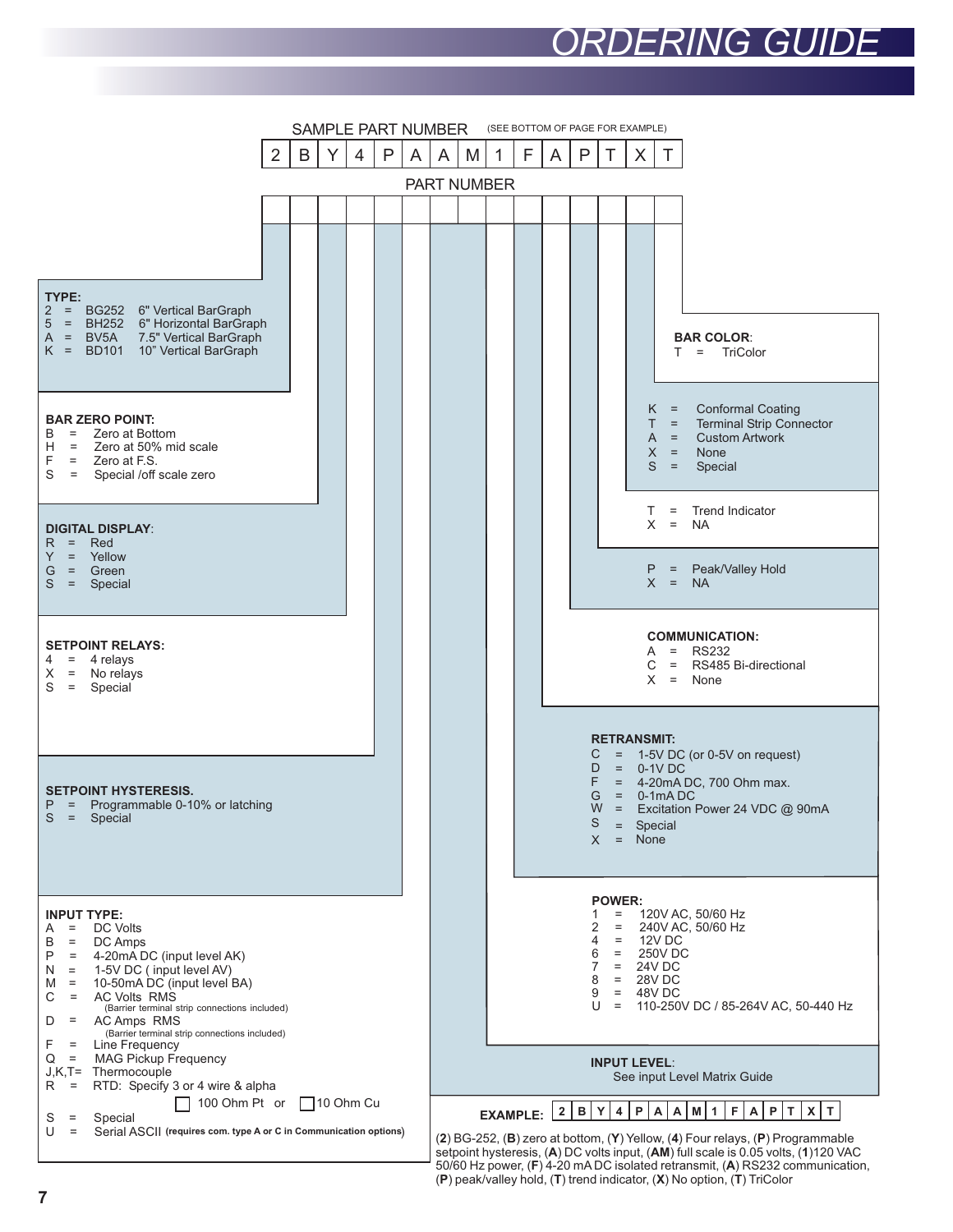# ORDERING GUIDE

SAMPLE PART NUMBER (SEE BOTTOM OF PAGE FOR EXAMPLE)

| 2 | B | Y | 4 | P | A | A | M | 1 | F | A | P | T | X | T |
|---|---|---|---|---|---|---|---|---|---|---|---|---|---|---|

PART NUMBER

| | | | | | | | | | | | | | | |
|---|---|---|---|---|---|---|---|---|---|---|---|---|---|---|

**TYPE:**
- 2 = BG252 6" Vertical BarGraph
- 5 = BH252 6" Horizontal BarGraph
- A = BV5A 7.5" Vertical BarGraph
- K = BD101 10" Vertical BarGraph

**BAR ZERO POINT:**
- B = Zero at Bottom
- H = Zero at 50% mid scale
- F = Zero at F.S.
- S = Special /off scale zero

**DIGITAL DISPLAY:**
- R = Red
- Y = Yellow
- G = Green
- S = Special

**SETPOINT RELAYS:**
- 4 = 4 relays
- X = No relays
- S = Special

**SETPOINT HYSTERESIS.**
- P = Programmable 0-10% or latching
- S = Special

**INPUT TYPE:**
- A = DC Volts
- B = DC Amps
- P = 4-20mA DC (input level AK)
- N = 1-5V DC ( input level AV)
- M = 10-50mA DC (input level BA)
- C = AC Volts RMS (Barrier terminal strip connections included)
- D = AC Amps RMS (Barrier terminal strip connections included)
- F = Line Frequency
- Q = MAG Pickup Frequency
- J,K,T= Thermocouple
- R = RTD: Specify 3 or 4 wire & alpha
  - ☐ 100 Ohm Pt or ☐ 10 Ohm Cu
- S = Special
- U = Serial ASCII **(requires com. type A or C in Communication options)**

**INPUT LEVEL:**
See input Level Matrix Guide

**POWER:**
- 1 = 120V AC, 50/60 Hz
- 2 = 240V AC, 50/60 Hz
- 4 = 12V DC
- 6 = 250V DC
- 7 = 24V DC
- 8 = 28V DC
- 9 = 48V DC
- U = 110-250V DC / 85-264V AC, 50-440 Hz

**RETRANSMIT:**
- C = 1-5V DC (or 0-5V on request)
- D = 0-1V DC
- F = 4-20mA DC, 700 Ohm max.
- G = 0-1mA DC
- W = Excitation Power 24 VDC @ 90mA
- S = Special
- X = None

**COMMUNICATION:**
- A = RS232
- C = RS485 Bi-directional
- X = None

- P = Peak/Valley Hold
- X = NA

- T = Trend Indicator
- X = NA

- K = Conformal Coating
- T = Terminal Strip Connector
- A = Custom Artwork
- X = None
- S = Special

**BAR COLOR:**
- T = TriColor

**EXAMPLE:**

| 2 | B | Y | 4 | P | A | A | M | 1 | F | A | P | T | X | T |
|---|---|---|---|---|---|---|---|---|---|---|---|---|---|---|

(**2**) BG-252, (**B**) zero at bottom, (**Y**) Yellow, (**4**) Four relays, (**P**) Programmable setpoint hysteresis, (**A**) DC volts input, (**AM**) full scale is 0.05 volts, (**1**)120 VAC 50/60 Hz power, (**F**) 4-20 mA DC isolated retransmit, (**A**) RS232 communication, (**P**) peak/valley hold, (**T**) trend indicator, (**X**) No option, (**T**) TriColor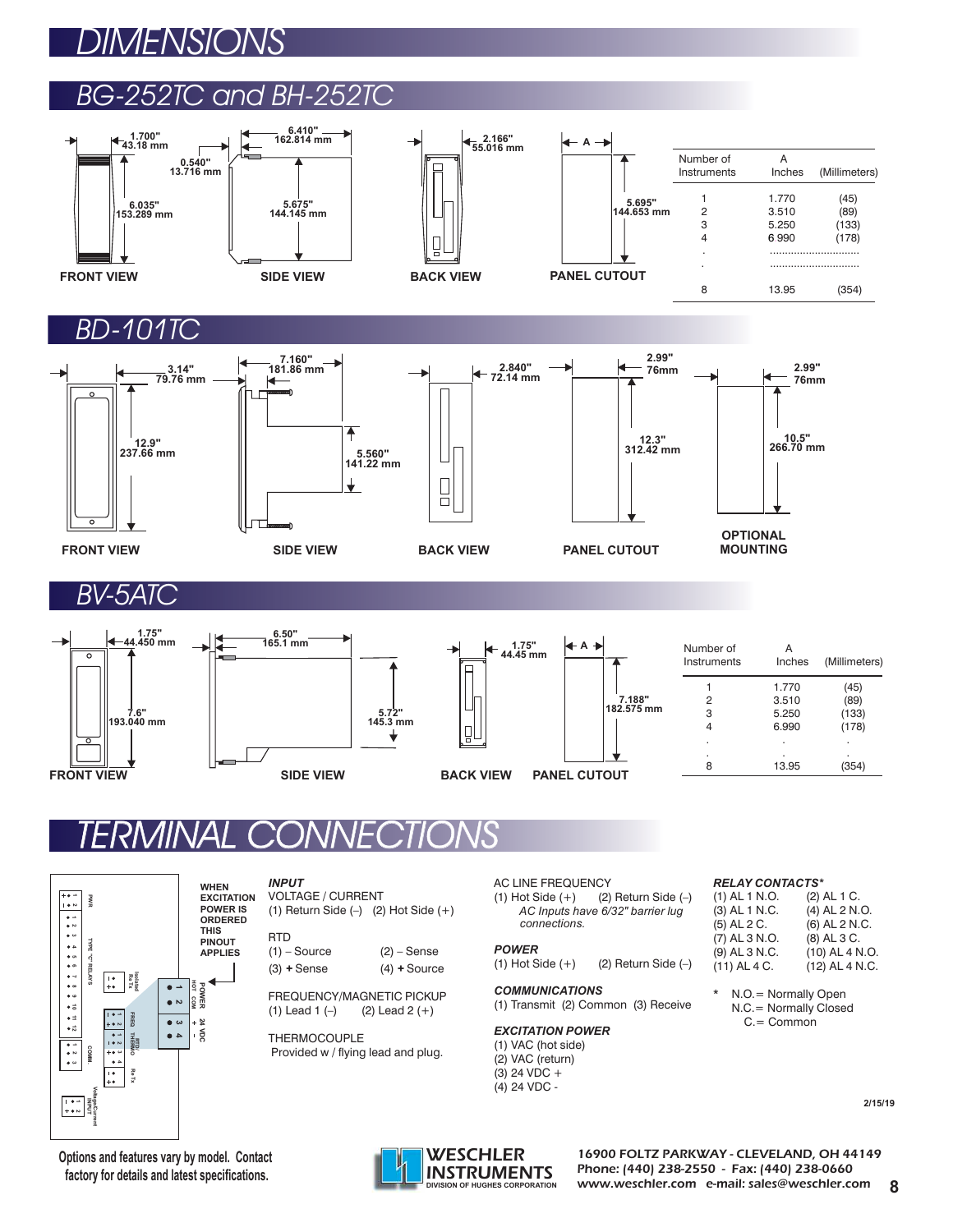# DIMENSIONS

## BG-252TC and BH-252TC

1.700"
43.18 mm

0.540"
13.716 mm

6.035"
153.289 mm

FRONT VIEW

6.410"
162.814 mm

5.675"
144.145 mm

SIDE VIEW

2.166"
55.016 mm

BACK VIEW

A

5.695"
144.653 mm

PANEL CUTOUT

| Number of Instruments | A Inches | (Millimeters) |
|---|---|---|
| 1 | 1.770 | (45) |
| 2 | 3.510 | (89) |
| 3 | 5.250 | (133) |
| 4 | 6 990 | (178) |
| . | ............................ | |
| . | ............................ | |
| 8 | 13.95 | (354) |

## BD-101TC

3.14"
79.76 mm

12.9"
237.66 mm

FRONT VIEW

7.160"
181.86 mm

5.560"
141.22 mm

SIDE VIEW

2.840"
72.14 mm

BACK VIEW

2.99"
76mm

12.3"
312.42 mm

PANEL CUTOUT

2.99"
76mm

10.5"
266.70 mm

OPTIONAL MOUNTING

## BV-5ATC

1.75"
44.450 mm

7.6"
193.040 mm

FRONT VIEW

6.50"
165.1 mm

5.72"
145.3 mm

SIDE VIEW

1.75"
44.45 mm

BACK VIEW

A

7.188"
182.575 mm

PANEL CUTOUT

| Number of Instruments | A Inches | (Millimeters) |
|---|---|---|
| 1 | 1.770 | (45) |
| 2 | 3.510 | (89) |
| 3 | 5.250 | (133) |
| 4 | 6.990 | (178) |
| . | . | . |
| . | . | . |
| 8 | 13.95 | (354) |

# TERMINAL CONNECTIONS

PWR
TYPE "C" RELAYS
Isolated Re Tx
FREQ
RTD THERMO
COMM
Re Tx
Voltage/Current INPUT
POWER HOT COM
24 VDC + -

**WHEN EXCITATION POWER IS ORDERED THIS PINOUT APPLIES**

***INPUT***

VOLTAGE / CURRENT
(1) Return Side (–) (2) Hot Side (+)

RTD
(1) – Source (2) – Sense
(3) **+** Sense (4) **+** Source

FREQUENCY/MAGNETIC PICKUP
(1) Lead 1 (–) (2) Lead 2 (+)

THERMOCOUPLE
Provided w / flying lead and plug.

AC LINE FREQUENCY
(1) Hot Side (+) (2) Return Side (–)
*AC Inputs have 6/32" barrier lug connections.*

***POWER***
(1) Hot Side (+) (2) Return Side (–)

***COMMUNICATIONS***
(1) Transmit (2) Common (3) Receive

***EXCITATION POWER***
(1) VAC (hot side)
(2) VAC (return)
(3) 24 VDC +
(4) 24 VDC -

***RELAY CONTACTS****

| | |
|---|---|
| (1) AL 1 N.O. | (2) AL 1 C. |
| (3) AL 1 N.C. | (4) AL 2 N.O. |
| (5) AL 2 C. | (6) AL 2 N.C. |
| (7) AL 3 N.O. | (8) AL 3 C. |
| (9) AL 3 N.C. | (10) AL 4 N.O. |
| (11) AL 4 C. | (12) AL 4 N.C. |

\* N.O.= Normally Open
N.C.= Normally Closed
C.= Common

2/15/19

Options and features vary by model. Contact factory for details and latest specifications.

WESCHLER INSTRUMENTS
DIVISION OF HUGHES CORPORATION

16900 FOLTZ PARKWAY - CLEVELAND, OH 44149
Phone: (440) 238-2550 - Fax: (440) 238-0660
www.weschler.com e-mail: sales@weschler.com